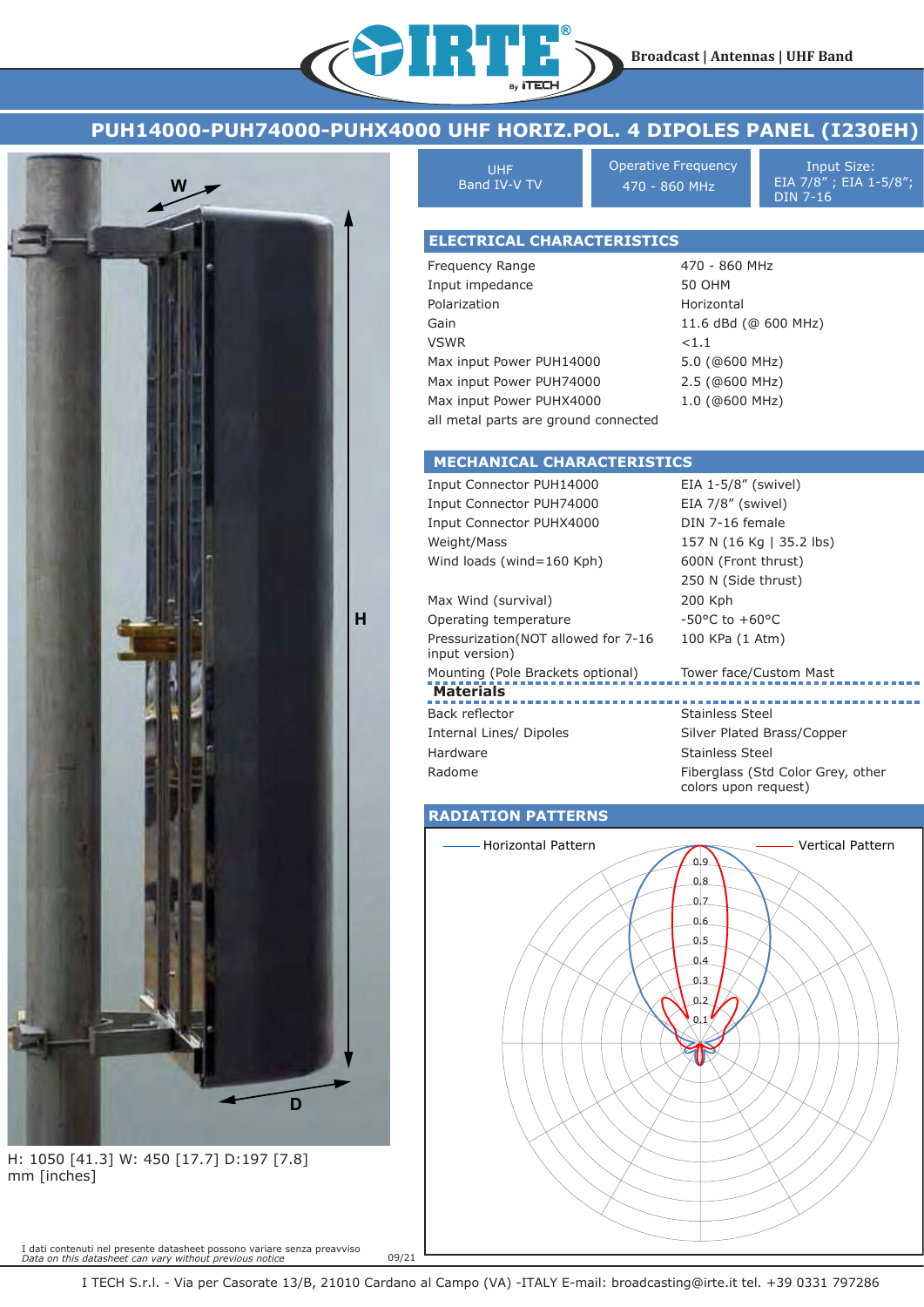Broadcast | Antennas | UHF Band

# PUH14000-PUH74000-PUHX4000 UHF HORIZ.POL. 4 DIPOLES PANEL (I230EH)

| UHF Band IV-V TV | Operative Frequency 470 - 860 MHz | Input Size: EIA 7/8" ; EIA 1-5/8"; DIN 7-16 |
|---|---|---|

H: 1050 [41.3] W: 450 [17.7] D:197 [7.8]
mm [inches]

## ELECTRICAL CHARACTERISTICS

| | |
|---|---|
| Frequency Range | 470 - 860 MHz |
| Input impedance | 50 OHM |
| Polarization | Horizontal |
| Gain | 11.6 dBd (@ 600 MHz) |
| VSWR | <1.1 |
| Max input Power PUH14000 | 5.0 (@600 MHz) |
| Max input Power PUH74000 | 2.5 (@600 MHz) |
| Max input Power PUHX4000 | 1.0 (@600 MHz) |
| all metal parts are ground connected | |

## MECHANICAL CHARACTERISTICS

| | |
|---|---|
| Input Connector PUH14000 | EIA 1-5/8" (swivel) |
| Input Connector PUH74000 | EIA 7/8" (swivel) |
| Input Connector PUHX4000 | DIN 7-16 female |
| Weight/Mass | 157 N (16 Kg \| 35.2 lbs) |
| Wind loads (wind=160 Kph) | 600N (Front thrust) |
| | 250 N (Side thrust) |
| Max Wind (survival) | 200 Kph |
| Operating temperature | -50°C to +60°C |
| Pressurization(NOT allowed for 7-16 input version) | 100 KPa (1 Atm) |
| Mounting (Pole Brackets optional) | Tower face/Custom Mast |

### Materials

| | |
|---|---|
| Back reflector | Stainless Steel |
| Internal Lines/ Dipoles | Silver Plated Brass/Copper |
| Hardware | Stainless Steel |
| Radome | Fiberglass (Std Color Grey, other colors upon request) |

## RADIATION PATTERNS

Horizontal Pattern — Vertical Pattern

I dati contenuti nel presente datasheet possono variare senza preavviso
*Data on this datasheet can vary without previous notice*

09/21

I TECH S.r.l. - Via per Casorate 13/B, 21010 Cardano al Campo (VA) -ITALY E-mail: broadcasting@irte.it tel. +39 0331 797286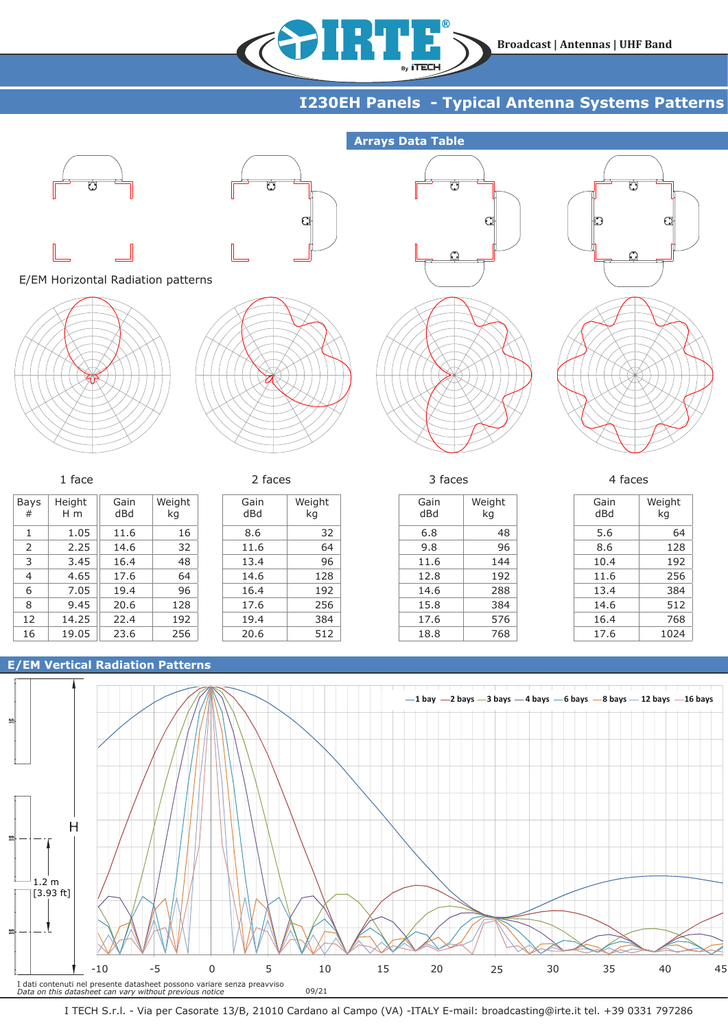Broadcast | Antennas | UHF Band

# I230EH Panels - Typical Antenna Systems Patterns

## Arrays Data Table

E/EM Horizontal Radiation patterns

1 face

| Bays # | Height H m | Gain dBd | Weight kg |
|---|---|---|---|
| 1 | 1.05 | 11.6 | 16 |
| 2 | 2.25 | 14.6 | 32 |
| 3 | 3.45 | 16.4 | 48 |
| 4 | 4.65 | 17.6 | 64 |
| 6 | 7.05 | 19.4 | 96 |
| 8 | 9.45 | 20.6 | 128 |
| 12 | 14.25 | 22.4 | 192 |
| 16 | 19.05 | 23.6 | 256 |

2 faces

| Gain dBd | Weight kg |
|---|---|
| 8.6 | 32 |
| 11.6 | 64 |
| 13.4 | 96 |
| 14.6 | 128 |
| 16.4 | 192 |
| 17.6 | 256 |
| 19.4 | 384 |
| 20.6 | 512 |

3 faces

| Gain dBd | Weight kg |
|---|---|
| 6.8 | 48 |
| 9.8 | 96 |
| 11.6 | 144 |
| 12.8 | 192 |
| 14.6 | 288 |
| 15.8 | 384 |
| 17.6 | 576 |
| 18.8 | 768 |

4 faces

| Gain dBd | Weight kg |
|---|---|
| 5.6 | 64 |
| 8.6 | 128 |
| 10.4 | 192 |
| 11.6 | 256 |
| 13.4 | 384 |
| 14.6 | 512 |
| 16.4 | 768 |
| 17.6 | 1024 |

## E/EM Vertical Radiation Patterns

H

1.2 m
[3.93 ft]

1 bay — 2 bays — 3 bays — 4 bays — 6 bays — 8 bays — 12 bays — 16 bays

-10 -5 0 5 10 15 20 25 30 35 40 45

I dati contenuti nel presente datasheet possono variare senza preavviso
*Data on this datasheet can vary without previous notice*

09/21

I TECH S.r.l. - Via per Casorate 13/B, 21010 Cardano al Campo (VA) -ITALY E-mail: broadcasting@irte.it tel. +39 0331 797286